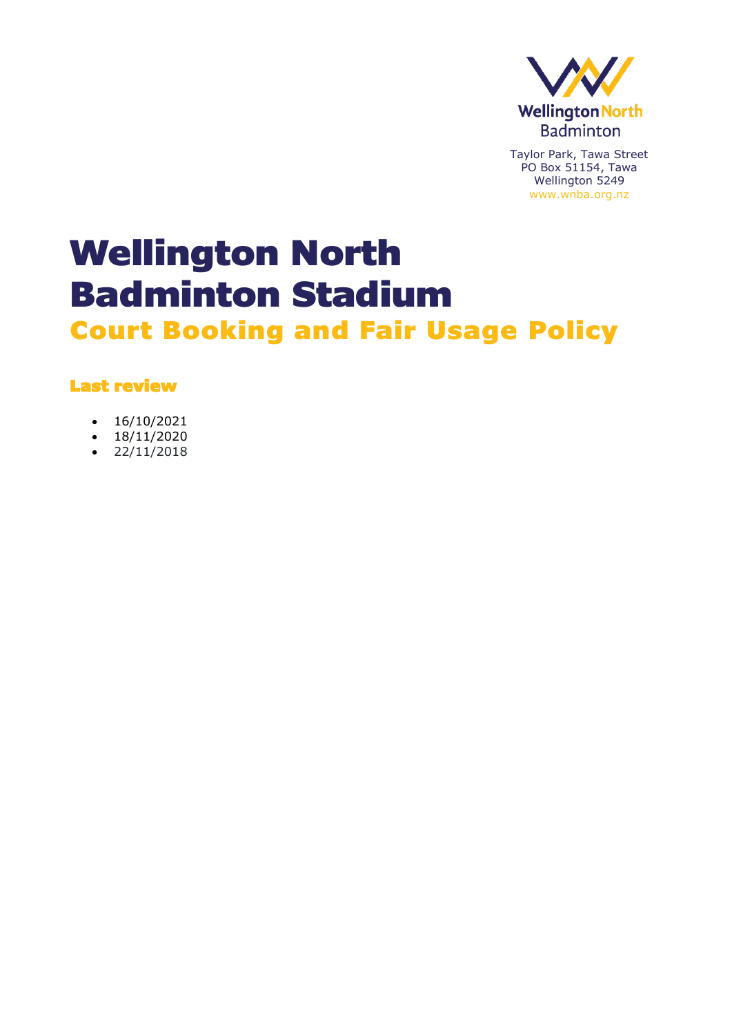Wellington North Badminton

Taylor Park, Tawa Street
PO Box 51154, Tawa
Wellington 5249
www.wnba.org.nz

# Wellington North Badminton Stadium

## Court Booking and Fair Usage Policy

### Last review

- 16/10/2021
- 18/11/2020
- 22/11/2018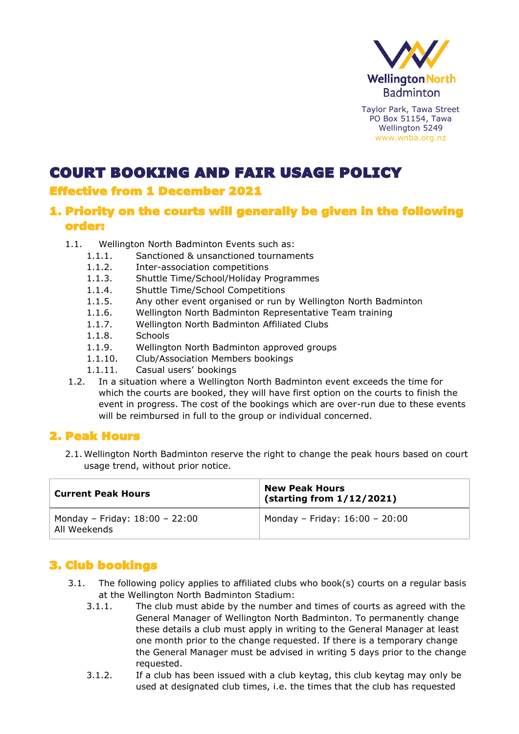Wellington North Badminton

Taylor Park, Tawa Street
PO Box 51154, Tawa
Wellington 5249
www.wnba.org.nz

# COURT BOOKING AND FAIR USAGE POLICY

### Effective from 1 December 2021

## 1. Priority on the courts will generally be given in the following order:

1.1. Wellington North Badminton Events such as:

- 1.1.1. Sanctioned & unsanctioned tournaments
- 1.1.2. Inter-association competitions
- 1.1.3. Shuttle Time/School/Holiday Programmes
- 1.1.4. Shuttle Time/School Competitions
- 1.1.5. Any other event organised or run by Wellington North Badminton
- 1.1.6. Wellington North Badminton Representative Team training
- 1.1.7. Wellington North Badminton Affiliated Clubs
- 1.1.8. Schools
- 1.1.9. Wellington North Badminton approved groups
- 1.1.10. Club/Association Members bookings
- 1.1.11. Casual users' bookings

1.2. In a situation where a Wellington North Badminton event exceeds the time for which the courts are booked, they will have first option on the courts to finish the event in progress. The cost of the bookings which are over-run due to these events will be reimbursed in full to the group or individual concerned.

## 2. Peak Hours

2.1. Wellington North Badminton reserve the right to change the peak hours based on court usage trend, without prior notice.

| **Current Peak Hours** | **New Peak Hours (starting from 1/12/2021)** |
|---|---|
| Monday – Friday: 18:00 – 22:00<br>All Weekends | Monday – Friday: 16:00 – 20:00 |

## 3. Club bookings

3.1. The following policy applies to affiliated clubs who book(s) courts on a regular basis at the Wellington North Badminton Stadium:

- 3.1.1. The club must abide by the number and times of courts as agreed with the General Manager of Wellington North Badminton. To permanently change these details a club must apply in writing to the General Manager at least one month prior to the change requested. If there is a temporary change the General Manager must be advised in writing 5 days prior to the change requested.
- 3.1.2. If a club has been issued with a club keytag, this club keytag may only be used at designated club times, i.e. the times that the club has requested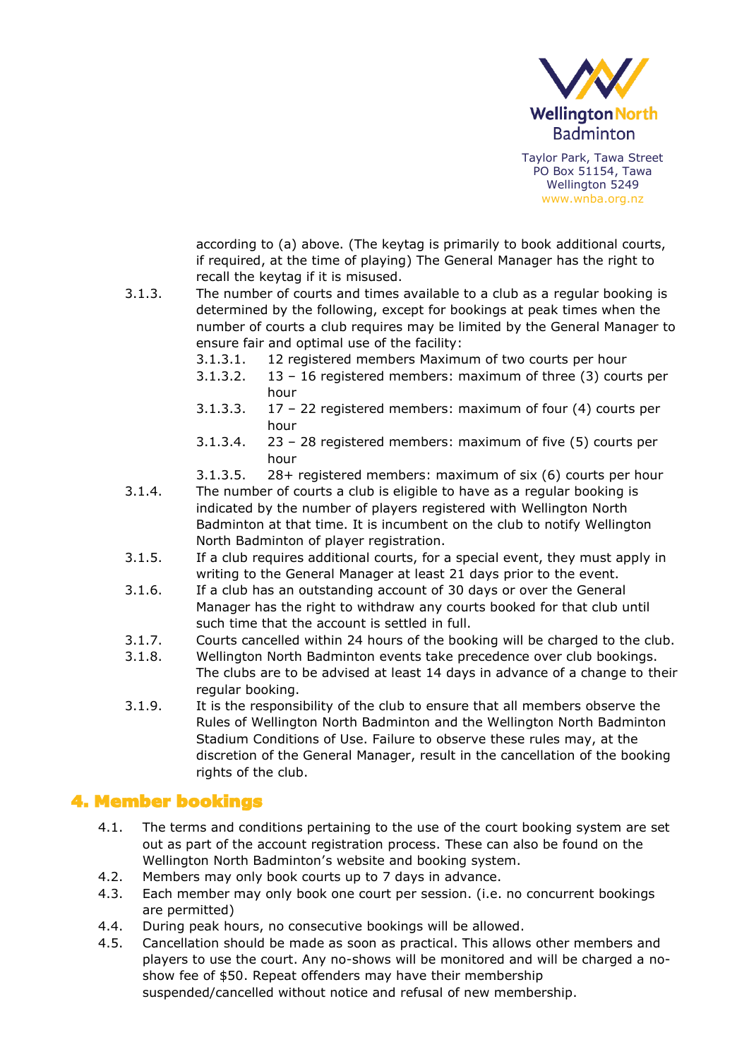according to (a) above. (The keytag is primarily to book additional courts, if required, at the time of playing) The General Manager has the right to recall the keytag if it is misused.

3.1.3. The number of courts and times available to a club as a regular booking is determined by the following, except for bookings at peak times when the number of courts a club requires may be limited by the General Manager to ensure fair and optimal use of the facility:

- 3.1.3.1. 12 registered members Maximum of two courts per hour
- 3.1.3.2. 13 – 16 registered members: maximum of three (3) courts per hour
- 3.1.3.3. 17 – 22 registered members: maximum of four (4) courts per hour
- 3.1.3.4. 23 – 28 registered members: maximum of five (5) courts per hour
- 3.1.3.5. 28+ registered members: maximum of six (6) courts per hour

3.1.4. The number of courts a club is eligible to have as a regular booking is indicated by the number of players registered with Wellington North Badminton at that time. It is incumbent on the club to notify Wellington North Badminton of player registration.

3.1.5. If a club requires additional courts, for a special event, they must apply in writing to the General Manager at least 21 days prior to the event.

3.1.6. If a club has an outstanding account of 30 days or over the General Manager has the right to withdraw any courts booked for that club until such time that the account is settled in full.

3.1.7. Courts cancelled within 24 hours of the booking will be charged to the club.

3.1.8. Wellington North Badminton events take precedence over club bookings. The clubs are to be advised at least 14 days in advance of a change to their regular booking.

3.1.9. It is the responsibility of the club to ensure that all members observe the Rules of Wellington North Badminton and the Wellington North Badminton Stadium Conditions of Use. Failure to observe these rules may, at the discretion of the General Manager, result in the cancellation of the booking rights of the club.

## 4. Member bookings

4.1. The terms and conditions pertaining to the use of the court booking system are set out as part of the account registration process. These can also be found on the Wellington North Badminton's website and booking system.

4.2. Members may only book courts up to 7 days in advance.

4.3. Each member may only book one court per session. (i.e. no concurrent bookings are permitted)

4.4. During peak hours, no consecutive bookings will be allowed.

4.5. Cancellation should be made as soon as practical. This allows other members and players to use the court. Any no-shows will be monitored and will be charged a no-show fee of $50. Repeat offenders may have their membership suspended/cancelled without notice and refusal of new membership.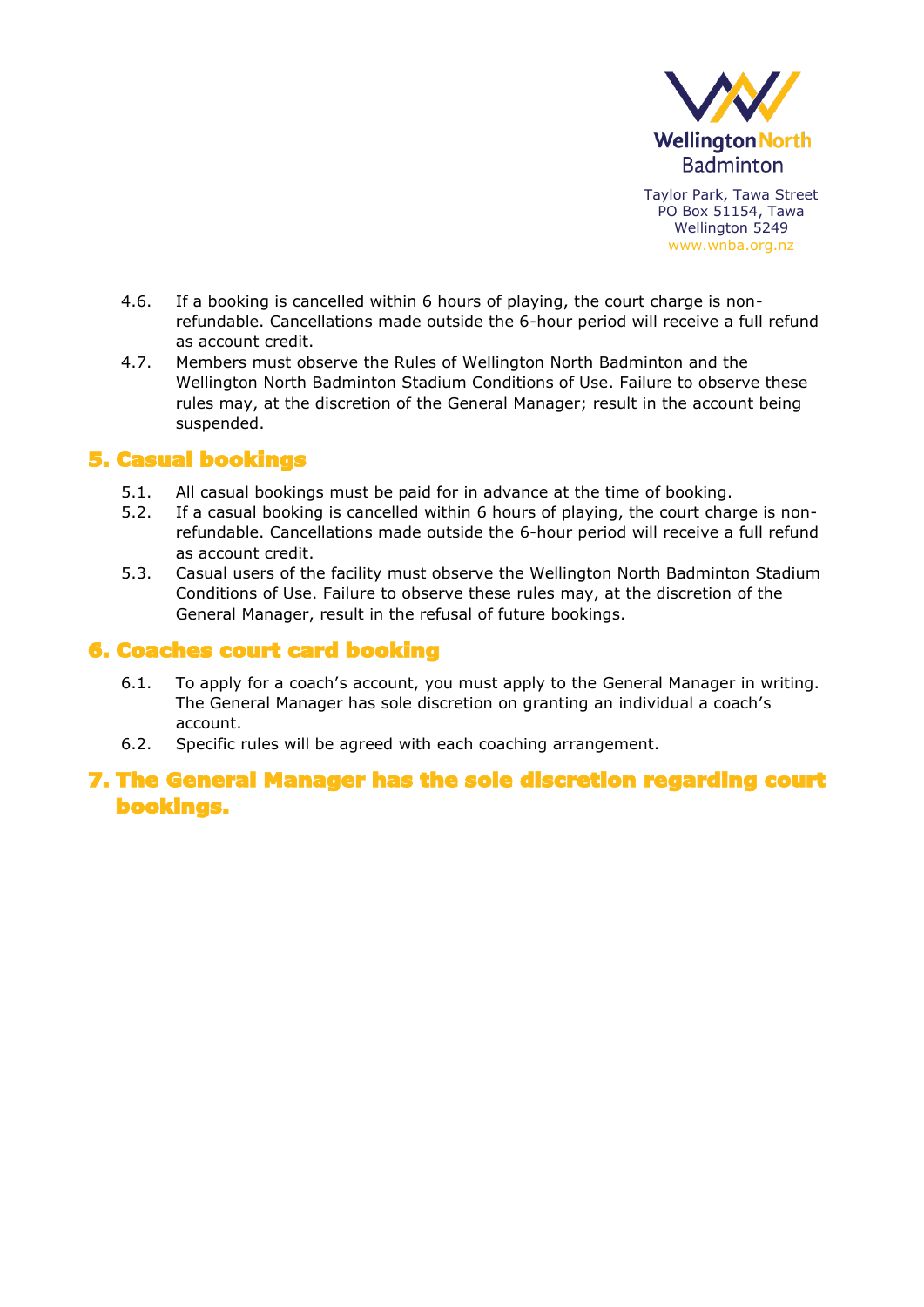Wellington North Badminton

Taylor Park, Tawa Street
PO Box 51154, Tawa
Wellington 5249
www.wnba.org.nz

4.6. If a booking is cancelled within 6 hours of playing, the court charge is non-refundable. Cancellations made outside the 6-hour period will receive a full refund as account credit.

4.7. Members must observe the Rules of Wellington North Badminton and the Wellington North Badminton Stadium Conditions of Use. Failure to observe these rules may, at the discretion of the General Manager; result in the account being suspended.

## 5. Casual bookings

5.1. All casual bookings must be paid for in advance at the time of booking.

5.2. If a casual booking is cancelled within 6 hours of playing, the court charge is non-refundable. Cancellations made outside the 6-hour period will receive a full refund as account credit.

5.3. Casual users of the facility must observe the Wellington North Badminton Stadium Conditions of Use. Failure to observe these rules may, at the discretion of the General Manager, result in the refusal of future bookings.

## 6. Coaches court card booking

6.1. To apply for a coach's account, you must apply to the General Manager in writing. The General Manager has sole discretion on granting an individual a coach's account.

6.2. Specific rules will be agreed with each coaching arrangement.

## 7. The General Manager has the sole discretion regarding court bookings.